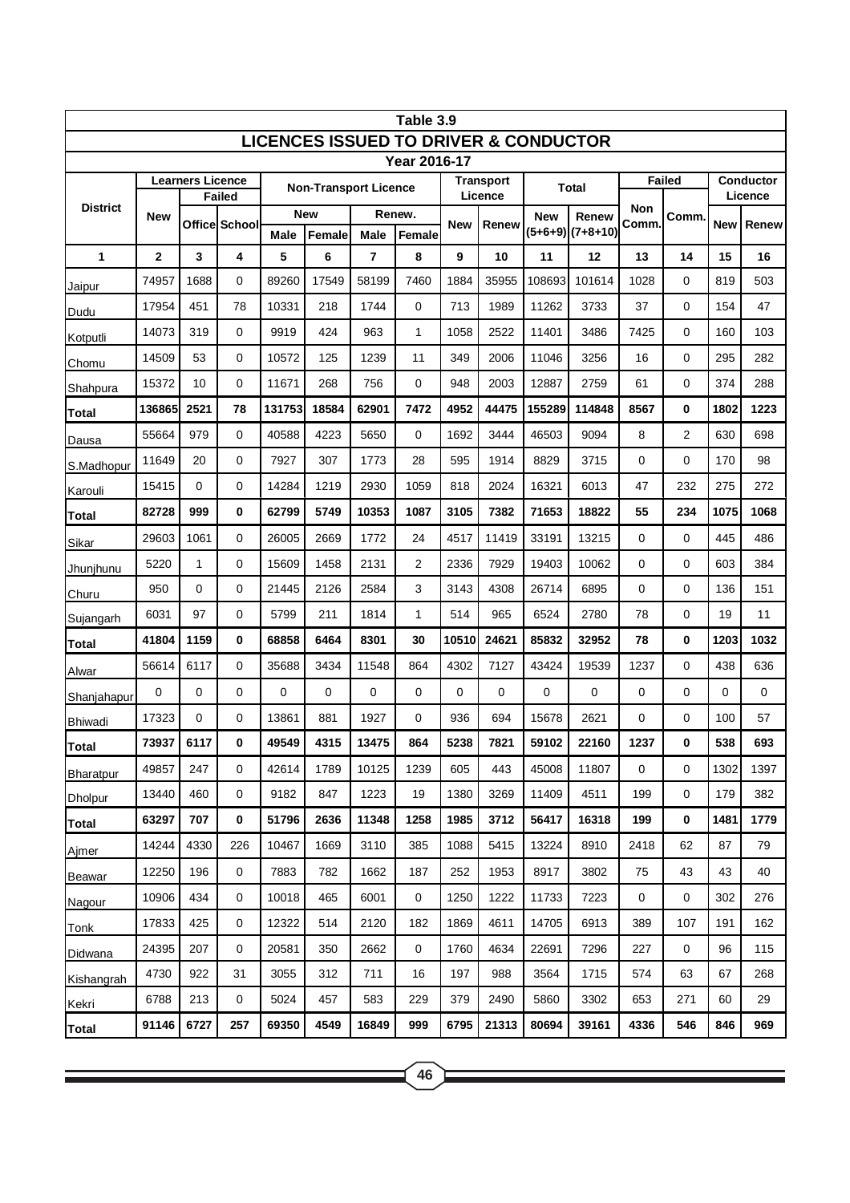# Table 3.9

## LICENCES ISSUED TO DRIVER & CONDUCTOR

### Year 2016-17

| District | Learners Licence | | | Non-Transport Licence | | | | Transport Licence | | Total | | Failed | | Conductor Licence | |
|---|---|---|---|---|---|---|---|---|---|---|---|---|---|---|---|
| | New | Failed | | New | | Renew. | | New | Renew | New (5+6+9) | Renew (7+8+10) | Non Comm. | Comm. | New | Renew |
| | | Office | School | Male | Female | Male | Female | | | | | | | | |
| 1 | 2 | 3 | 4 | 5 | 6 | 7 | 8 | 9 | 10 | 11 | 12 | 13 | 14 | 15 | 16 |
| Jaipur | 74957 | 1688 | 0 | 89260 | 17549 | 58199 | 7460 | 1884 | 35955 | 108693 | 101614 | 1028 | 0 | 819 | 503 |
| Dudu | 17954 | 451 | 78 | 10331 | 218 | 1744 | 0 | 713 | 1989 | 11262 | 3733 | 37 | 0 | 154 | 47 |
| Kotputli | 14073 | 319 | 0 | 9919 | 424 | 963 | 1 | 1058 | 2522 | 11401 | 3486 | 7425 | 0 | 160 | 103 |
| Chomu | 14509 | 53 | 0 | 10572 | 125 | 1239 | 11 | 349 | 2006 | 11046 | 3256 | 16 | 0 | 295 | 282 |
| Shahpura | 15372 | 10 | 0 | 11671 | 268 | 756 | 0 | 948 | 2003 | 12887 | 2759 | 61 | 0 | 374 | 288 |
| **Total** | **136865** | **2521** | **78** | **131753** | **18584** | **62901** | **7472** | **4952** | **44475** | **155289** | **114848** | **8567** | **0** | **1802** | **1223** |
| Dausa | 55664 | 979 | 0 | 40588 | 4223 | 5650 | 0 | 1692 | 3444 | 46503 | 9094 | 8 | 2 | 630 | 698 |
| S.Madhopur | 11649 | 20 | 0 | 7927 | 307 | 1773 | 28 | 595 | 1914 | 8829 | 3715 | 0 | 0 | 170 | 98 |
| Karouli | 15415 | 0 | 0 | 14284 | 1219 | 2930 | 1059 | 818 | 2024 | 16321 | 6013 | 47 | 232 | 275 | 272 |
| **Total** | **82728** | **999** | **0** | **62799** | **5749** | **10353** | **1087** | **3105** | **7382** | **71653** | **18822** | **55** | **234** | **1075** | **1068** |
| Sikar | 29603 | 1061 | 0 | 26005 | 2669 | 1772 | 24 | 4517 | 11419 | 33191 | 13215 | 0 | 0 | 445 | 486 |
| Jhunjhunu | 5220 | 1 | 0 | 15609 | 1458 | 2131 | 2 | 2336 | 7929 | 19403 | 10062 | 0 | 0 | 603 | 384 |
| Churu | 950 | 0 | 0 | 21445 | 2126 | 2584 | 3 | 3143 | 4308 | 26714 | 6895 | 0 | 0 | 136 | 151 |
| Sujangarh | 6031 | 97 | 0 | 5799 | 211 | 1814 | 1 | 514 | 965 | 6524 | 2780 | 78 | 0 | 19 | 11 |
| **Total** | **41804** | **1159** | **0** | **68858** | **6464** | **8301** | **30** | **10510** | **24621** | **85832** | **32952** | **78** | **0** | **1203** | **1032** |
| Alwar | 56614 | 6117 | 0 | 35688 | 3434 | 11548 | 864 | 4302 | 7127 | 43424 | 19539 | 1237 | 0 | 438 | 636 |
| Shanjahapur | 0 | 0 | 0 | 0 | 0 | 0 | 0 | 0 | 0 | 0 | 0 | 0 | 0 | 0 | 0 |
| Bhiwadi | 17323 | 0 | 0 | 13861 | 881 | 1927 | 0 | 936 | 694 | 15678 | 2621 | 0 | 0 | 100 | 57 |
| **Total** | **73937** | **6117** | **0** | **49549** | **4315** | **13475** | **864** | **5238** | **7821** | **59102** | **22160** | **1237** | **0** | **538** | **693** |
| Bharatpur | 49857 | 247 | 0 | 42614 | 1789 | 10125 | 1239 | 605 | 443 | 45008 | 11807 | 0 | 0 | 1302 | 1397 |
| Dholpur | 13440 | 460 | 0 | 9182 | 847 | 1223 | 19 | 1380 | 3269 | 11409 | 4511 | 199 | 0 | 179 | 382 |
| **Total** | **63297** | **707** | **0** | **51796** | **2636** | **11348** | **1258** | **1985** | **3712** | **56417** | **16318** | **199** | **0** | **1481** | **1779** |
| Ajmer | 14244 | 4330 | 226 | 10467 | 1669 | 3110 | 385 | 1088 | 5415 | 13224 | 8910 | 2418 | 62 | 87 | 79 |
| Beawar | 12250 | 196 | 0 | 7883 | 782 | 1662 | 187 | 252 | 1953 | 8917 | 3802 | 75 | 43 | 43 | 40 |
| Nagour | 10906 | 434 | 0 | 10018 | 465 | 6001 | 0 | 1250 | 1222 | 11733 | 7223 | 0 | 0 | 302 | 276 |
| Tonk | 17833 | 425 | 0 | 12322 | 514 | 2120 | 182 | 1869 | 4611 | 14705 | 6913 | 389 | 107 | 191 | 162 |
| Didwana | 24395 | 207 | 0 | 20581 | 350 | 2662 | 0 | 1760 | 4634 | 22691 | 7296 | 227 | 0 | 96 | 115 |
| Kishangrah | 4730 | 922 | 31 | 3055 | 312 | 711 | 16 | 197 | 988 | 3564 | 1715 | 574 | 63 | 67 | 268 |
| Kekri | 6788 | 213 | 0 | 5024 | 457 | 583 | 229 | 379 | 2490 | 5860 | 3302 | 653 | 271 | 60 | 29 |
| **Total** | **91146** | **6727** | **257** | **69350** | **4549** | **16849** | **999** | **6795** | **21313** | **80694** | **39161** | **4336** | **546** | **846** | **969** |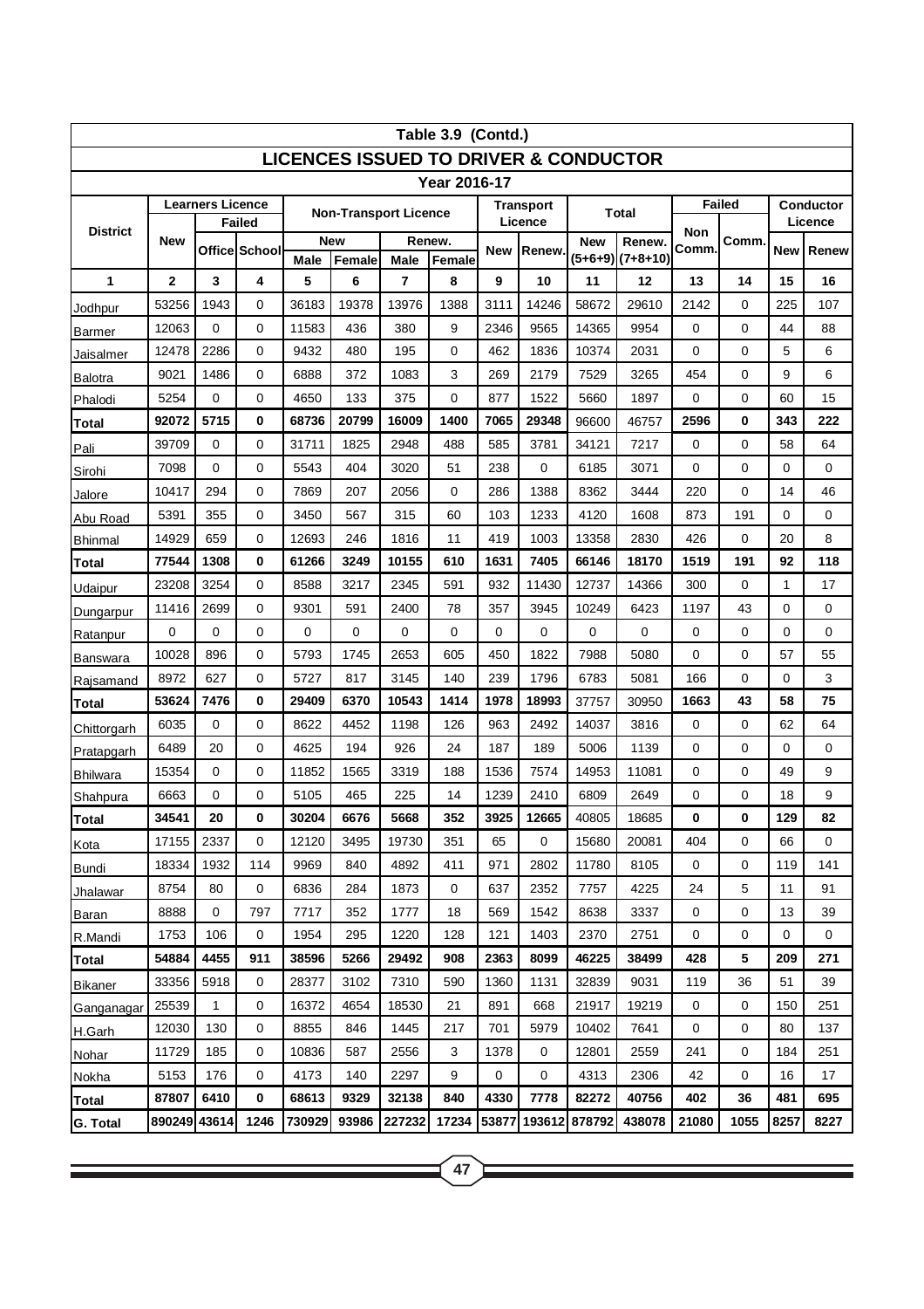**Table 3.9 (Contd.)**

## LICENCES ISSUED TO DRIVER & CONDUCTOR

**Year 2016-17**

| District | Learners Licence | | | Non-Transport Licence | | | | Transport Licence | | Total | | Failed | | Conductor Licence | |
|---|---|---|---|---|---|---|---|---|---|---|---|---|---|---|---|
| | New | Failed | | New | | Renew. | | New | Renew. | New (5+6+9) | Renew. (7+8+10) | Non Comm. | Comm. | New | Renew |
| | | Office | School | Male | Female | Male | Female | | | | | | | | |
| 1 | 2 | 3 | 4 | 5 | 6 | 7 | 8 | 9 | 10 | 11 | 12 | 13 | 14 | 15 | 16 |
| Jodhpur | 53256 | 1943 | 0 | 36183 | 19378 | 13976 | 1388 | 3111 | 14246 | 58672 | 29610 | 2142 | 0 | 225 | 107 |
| Barmer | 12063 | 0 | 0 | 11583 | 436 | 380 | 9 | 2346 | 9565 | 14365 | 9954 | 0 | 0 | 44 | 88 |
| Jaisalmer | 12478 | 2286 | 0 | 9432 | 480 | 195 | 0 | 462 | 1836 | 10374 | 2031 | 0 | 0 | 5 | 6 |
| Balotra | 9021 | 1486 | 0 | 6888 | 372 | 1083 | 3 | 269 | 2179 | 7529 | 3265 | 454 | 0 | 9 | 6 |
| Phalodi | 5254 | 0 | 0 | 4650 | 133 | 375 | 0 | 877 | 1522 | 5660 | 1897 | 0 | 0 | 60 | 15 |
| **Total** | **92072** | **5715** | **0** | **68736** | **20799** | **16009** | **1400** | **7065** | **29348** | 96600 | 46757 | **2596** | **0** | **343** | **222** |
| Pali | 39709 | 0 | 0 | 31711 | 1825 | 2948 | 488 | 585 | 3781 | 34121 | 7217 | 0 | 0 | 58 | 64 |
| Sirohi | 7098 | 0 | 0 | 5543 | 404 | 3020 | 51 | 238 | 0 | 6185 | 3071 | 0 | 0 | 0 | 0 |
| Jalore | 10417 | 294 | 0 | 7869 | 207 | 2056 | 0 | 286 | 1388 | 8362 | 3444 | 220 | 0 | 14 | 46 |
| Abu Road | 5391 | 355 | 0 | 3450 | 567 | 315 | 60 | 103 | 1233 | 4120 | 1608 | 873 | 191 | 0 | 0 |
| Bhinmal | 14929 | 659 | 0 | 12693 | 246 | 1816 | 11 | 419 | 1003 | 13358 | 2830 | 426 | 0 | 20 | 8 |
| **Total** | **77544** | **1308** | **0** | **61266** | **3249** | **10155** | **610** | **1631** | **7405** | **66146** | **18170** | **1519** | **191** | **92** | **118** |
| Udaipur | 23208 | 3254 | 0 | 8588 | 3217 | 2345 | 591 | 932 | 11430 | 12737 | 14366 | 300 | 0 | 1 | 17 |
| Dungarpur | 11416 | 2699 | 0 | 9301 | 591 | 2400 | 78 | 357 | 3945 | 10249 | 6423 | 1197 | 43 | 0 | 0 |
| Ratanpur | 0 | 0 | 0 | 0 | 0 | 0 | 0 | 0 | 0 | 0 | 0 | 0 | 0 | 0 | 0 |
| Banswara | 10028 | 896 | 0 | 5793 | 1745 | 2653 | 605 | 450 | 1822 | 7988 | 5080 | 0 | 0 | 57 | 55 |
| Rajsamand | 8972 | 627 | 0 | 5727 | 817 | 3145 | 140 | 239 | 1796 | 6783 | 5081 | 166 | 0 | 0 | 3 |
| **Total** | **53624** | **7476** | **0** | **29409** | **6370** | **10543** | **1414** | **1978** | **18993** | 37757 | 30950 | **1663** | **43** | **58** | **75** |
| Chittorgarh | 6035 | 0 | 0 | 8622 | 4452 | 1198 | 126 | 963 | 2492 | 14037 | 3816 | 0 | 0 | 62 | 64 |
| Pratapgarh | 6489 | 20 | 0 | 4625 | 194 | 926 | 24 | 187 | 189 | 5006 | 1139 | 0 | 0 | 0 | 0 |
| Bhilwara | 15354 | 0 | 0 | 11852 | 1565 | 3319 | 188 | 1536 | 7574 | 14953 | 11081 | 0 | 0 | 49 | 9 |
| Shahpura | 6663 | 0 | 0 | 5105 | 465 | 225 | 14 | 1239 | 2410 | 6809 | 2649 | 0 | 0 | 18 | 9 |
| **Total** | **34541** | **20** | **0** | **30204** | **6676** | **5668** | **352** | **3925** | **12665** | 40805 | 18685 | **0** | **0** | **129** | **82** |
| Kota | 17155 | 2337 | 0 | 12120 | 3495 | 19730 | 351 | 65 | 0 | 15680 | 20081 | 404 | 0 | 66 | 0 |
| Bundi | 18334 | 1932 | 114 | 9969 | 840 | 4892 | 411 | 971 | 2802 | 11780 | 8105 | 0 | 0 | 119 | 141 |
| Jhalawar | 8754 | 80 | 0 | 6836 | 284 | 1873 | 0 | 637 | 2352 | 7757 | 4225 | 24 | 5 | 11 | 91 |
| Baran | 8888 | 0 | 797 | 7717 | 352 | 1777 | 18 | 569 | 1542 | 8638 | 3337 | 0 | 0 | 13 | 39 |
| R.Mandi | 1753 | 106 | 0 | 1954 | 295 | 1220 | 128 | 121 | 1403 | 2370 | 2751 | 0 | 0 | 0 | 0 |
| **Total** | **54884** | **4455** | **911** | **38596** | **5266** | **29492** | **908** | **2363** | **8099** | **46225** | **38499** | **428** | **5** | **209** | **271** |
| Bikaner | 33356 | 5918 | 0 | 28377 | 3102 | 7310 | 590 | 1360 | 1131 | 32839 | 9031 | 119 | 36 | 51 | 39 |
| Ganganagar | 25539 | 1 | 0 | 16372 | 4654 | 18530 | 21 | 891 | 668 | 21917 | 19219 | 0 | 0 | 150 | 251 |
| H.Garh | 12030 | 130 | 0 | 8855 | 846 | 1445 | 217 | 701 | 5979 | 10402 | 7641 | 0 | 0 | 80 | 137 |
| Nohar | 11729 | 185 | 0 | 10836 | 587 | 2556 | 3 | 1378 | 0 | 12801 | 2559 | 241 | 0 | 184 | 251 |
| Nokha | 5153 | 176 | 0 | 4173 | 140 | 2297 | 9 | 0 | 0 | 4313 | 2306 | 42 | 0 | 16 | 17 |
| **Total** | **87807** | **6410** | **0** | **68613** | **9329** | **32138** | **840** | **4330** | **7778** | **82272** | **40756** | **402** | **36** | **481** | **695** |
| **G. Total** | **890249** | **43614** | **1246** | **730929** | **93986** | **227232** | **17234** | **53877** | **193612** | **878792** | **438078** | **21080** | **1055** | **8257** | **8227** |